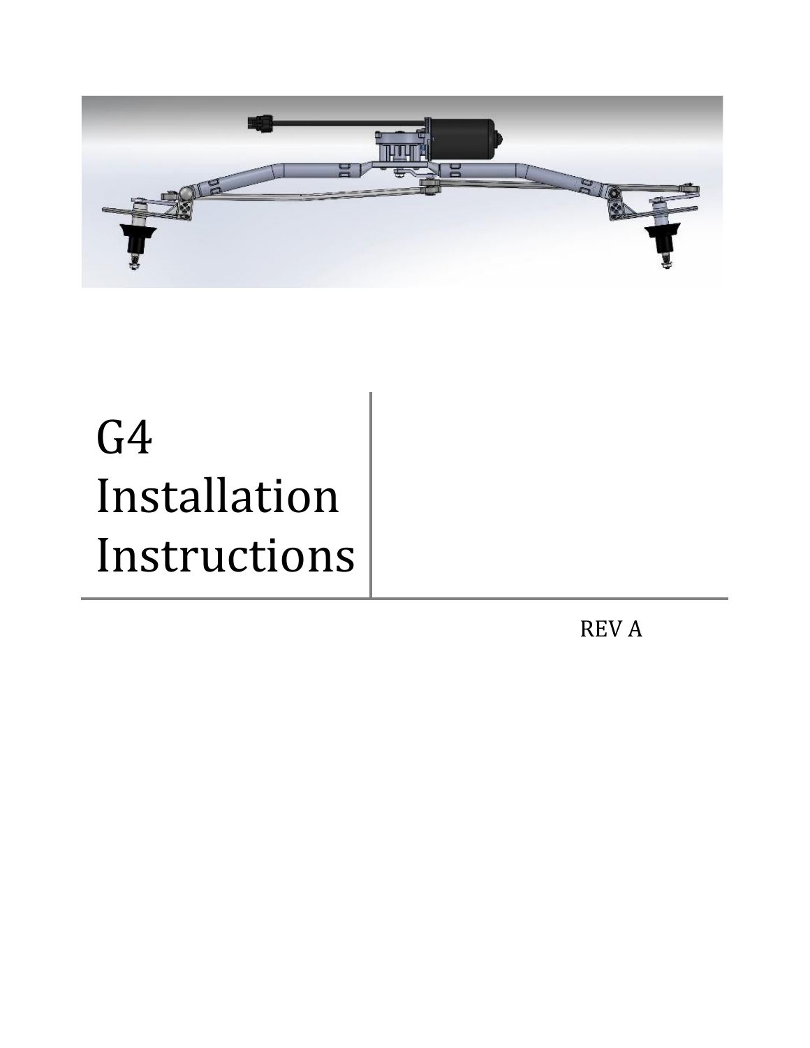# G4 Installation Instructions

REV A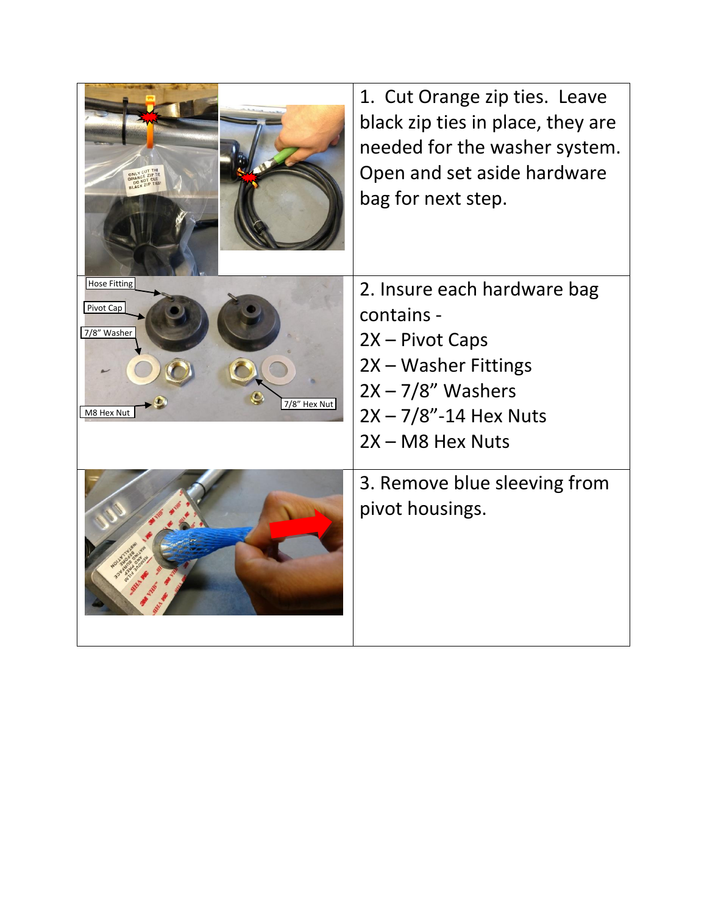1. Cut Orange zip ties. Leave black zip ties in place, they are needed for the washer system. Open and set aside hardware bag for next step.

2. Insure each hardware bag contains -
2X – Pivot Caps
2X – Washer Fittings
2X – 7/8" Washers
2X – 7/8"-14 Hex Nuts
2X – M8 Hex Nuts

3. Remove blue sleeving from pivot housings.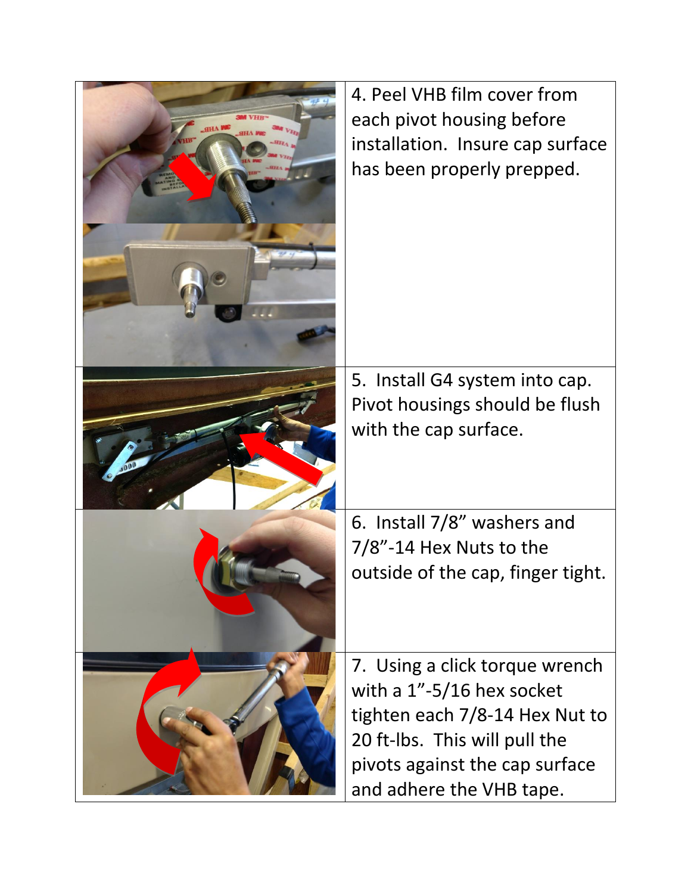4. Peel VHB film cover from each pivot housing before installation. Insure cap surface has been properly prepped.

5. Install G4 system into cap. Pivot housings should be flush with the cap surface.

6. Install 7/8" washers and 7/8"-14 Hex Nuts to the outside of the cap, finger tight.

7. Using a click torque wrench with a 1"-5/16 hex socket tighten each 7/8-14 Hex Nut to 20 ft-lbs. This will pull the pivots against the cap surface and adhere the VHB tape.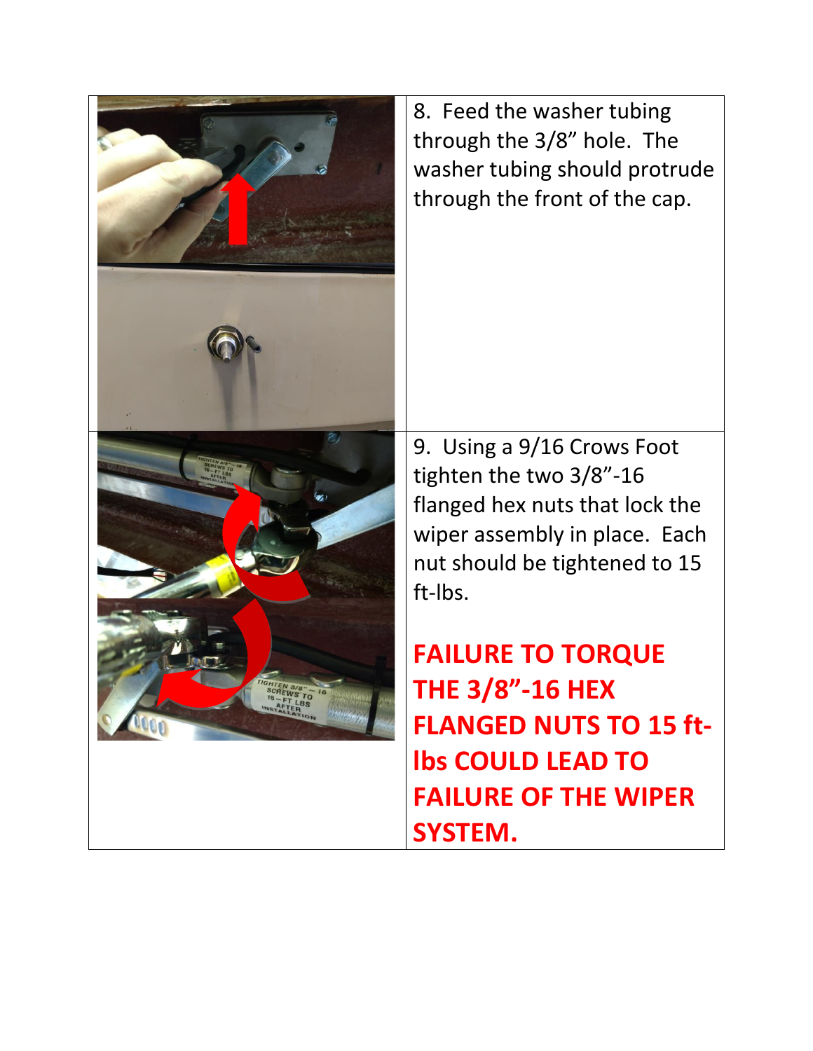8. Feed the washer tubing through the 3/8” hole. The washer tubing should protrude through the front of the cap.

9. Using a 9/16 Crows Foot tighten the two 3/8”-16 flanged hex nuts that lock the wiper assembly in place. Each nut should be tightened to 15 ft-lbs.

**FAILURE TO TORQUE THE 3/8”-16 HEX FLANGED NUTS TO 15 ft-lbs COULD LEAD TO FAILURE OF THE WIPER SYSTEM.**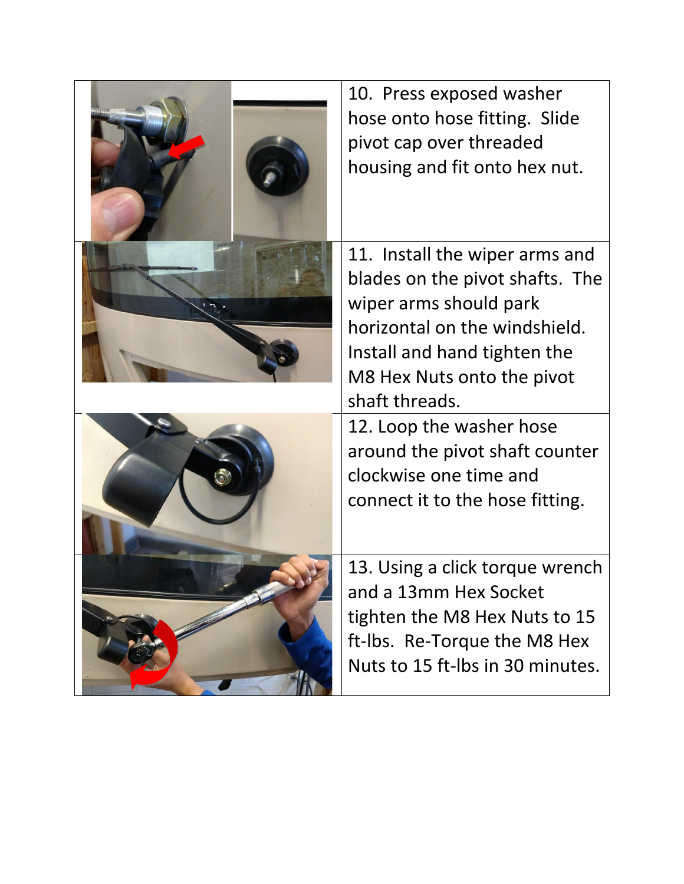| | |
|---|---|
| | 10. Press exposed washer hose onto hose fitting. Slide pivot cap over threaded housing and fit onto hex nut. |
| | 11. Install the wiper arms and blades on the pivot shafts. The wiper arms should park horizontal on the windshield. Install and hand tighten the M8 Hex Nuts onto the pivot shaft threads. |
| | 12. Loop the washer hose around the pivot shaft counter clockwise one time and connect it to the hose fitting. |
| | 13. Using a click torque wrench and a 13mm Hex Socket tighten the M8 Hex Nuts to 15 ft-lbs. Re-Torque the M8 Hex Nuts to 15 ft-lbs in 30 minutes. |